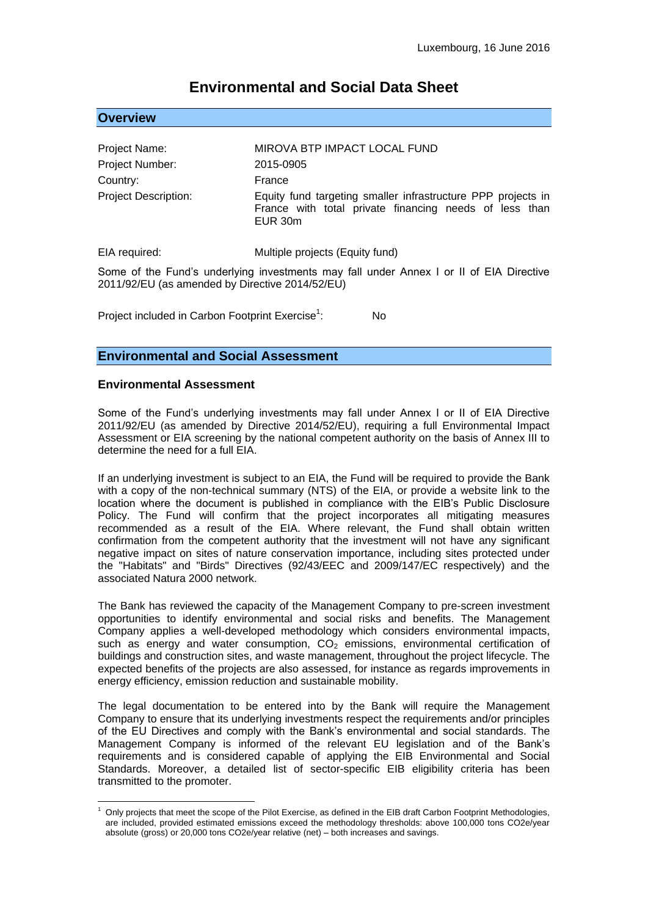Luxembourg, 16 June 2016

# Environmental and Social Data Sheet

## Overview

| | |
|---|---|
| Project Name: | MIROVA BTP IMPACT LOCAL FUND |
| Project Number: | 2015-0905 |
| Country: | France |
| Project Description: | Equity fund targeting smaller infrastructure PPP projects in France with total private financing needs of less than EUR 30m |

EIA required: Multiple projects (Equity fund)

Some of the Fund's underlying investments may fall under Annex I or II of EIA Directive 2011/92/EU (as amended by Directive 2014/52/EU)

Project included in Carbon Footprint Exercise[1]: No

## Environmental and Social Assessment

### Environmental Assessment

Some of the Fund's underlying investments may fall under Annex I or II of EIA Directive 2011/92/EU (as amended by Directive 2014/52/EU), requiring a full Environmental Impact Assessment or EIA screening by the national competent authority on the basis of Annex III to determine the need for a full EIA.

If an underlying investment is subject to an EIA, the Fund will be required to provide the Bank with a copy of the non-technical summary (NTS) of the EIA, or provide a website link to the location where the document is published in compliance with the EIB's Public Disclosure Policy. The Fund will confirm that the project incorporates all mitigating measures recommended as a result of the EIA. Where relevant, the Fund shall obtain written confirmation from the competent authority that the investment will not have any significant negative impact on sites of nature conservation importance, including sites protected under the "Habitats" and "Birds" Directives (92/43/EEC and 2009/147/EC respectively) and the associated Natura 2000 network.

The Bank has reviewed the capacity of the Management Company to pre-screen investment opportunities to identify environmental and social risks and benefits. The Management Company applies a well-developed methodology which considers environmental impacts, such as energy and water consumption, $CO_2$ emissions, environmental certification of buildings and construction sites, and waste management, throughout the project lifecycle. The expected benefits of the projects are also assessed, for instance as regards improvements in energy efficiency, emission reduction and sustainable mobility.

The legal documentation to be entered into by the Bank will require the Management Company to ensure that its underlying investments respect the requirements and/or principles of the EU Directives and comply with the Bank's environmental and social standards. The Management Company is informed of the relevant EU legislation and of the Bank's requirements and is considered capable of applying the EIB Environmental and Social Standards. Moreover, a detailed list of sector-specific EIB eligibility criteria has been transmitted to the promoter.

---

[1] Only projects that meet the scope of the Pilot Exercise, as defined in the EIB draft Carbon Footprint Methodologies, are included, provided estimated emissions exceed the methodology thresholds: above 100,000 tons CO2e/year absolute (gross) or 20,000 tons CO2e/year relative (net) – both increases and savings.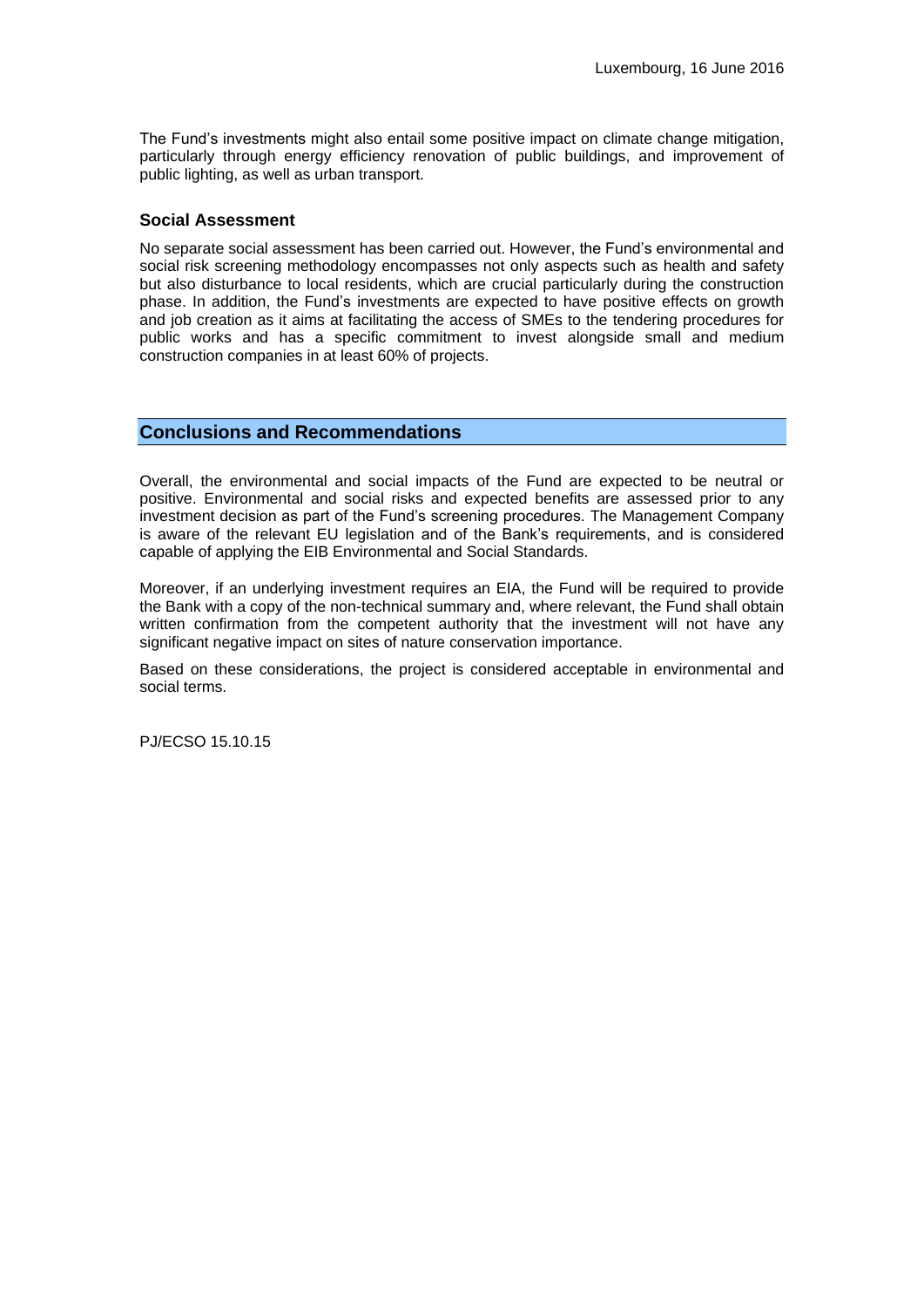Luxembourg, 16 June 2016

The Fund's investments might also entail some positive impact on climate change mitigation, particularly through energy efficiency renovation of public buildings, and improvement of public lighting, as well as urban transport.

### Social Assessment

No separate social assessment has been carried out. However, the Fund's environmental and social risk screening methodology encompasses not only aspects such as health and safety but also disturbance to local residents, which are crucial particularly during the construction phase. In addition, the Fund's investments are expected to have positive effects on growth and job creation as it aims at facilitating the access of SMEs to the tendering procedures for public works and has a specific commitment to invest alongside small and medium construction companies in at least 60% of projects.

## Conclusions and Recommendations

Overall, the environmental and social impacts of the Fund are expected to be neutral or positive. Environmental and social risks and expected benefits are assessed prior to any investment decision as part of the Fund's screening procedures. The Management Company is aware of the relevant EU legislation and of the Bank's requirements, and is considered capable of applying the EIB Environmental and Social Standards.

Moreover, if an underlying investment requires an EIA, the Fund will be required to provide the Bank with a copy of the non-technical summary and, where relevant, the Fund shall obtain written confirmation from the competent authority that the investment will not have any significant negative impact on sites of nature conservation importance.

Based on these considerations, the project is considered acceptable in environmental and social terms.

PJ/ECSO 15.10.15